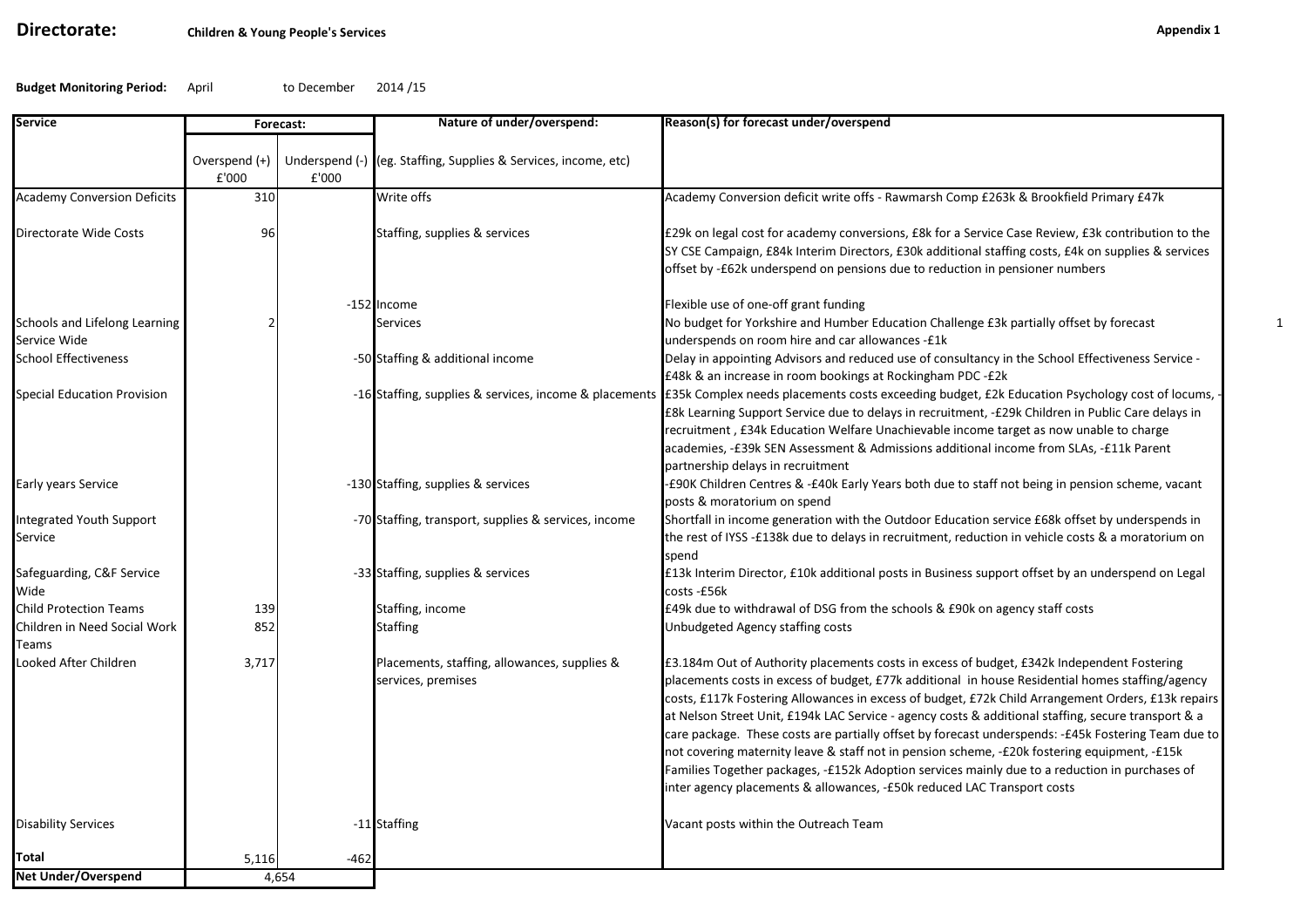**Directorate:** **Children & Young People's Services**

**Appendix 1**

**Budget Monitoring Period:** April to December 2014 /15

| Service | Forecast: | | Nature of under/overspend: | Reason(s) for forecast under/overspend |
|---|---|---|---|---|
| | Overspend (+) £'000 | Underspend (-) £'000 | (eg. Staffing, Supplies & Services, income, etc) | |
| Academy Conversion Deficits | 310 | | Write offs | Academy Conversion deficit write offs - Rawmarsh Comp £263k & Brookfield Primary £47k |
| Directorate Wide Costs | 96 | | Staffing, supplies & services | £29k on legal cost for academy conversions, £8k for a Service Case Review, £3k contribution to the SY CSE Campaign, £84k Interim Directors, £30k additional staffing costs, £4k on supplies & services offset by -£62k underspend on pensions due to reduction in pensioner numbers |
| | | -152 | Income | Flexible use of one-off grant funding |
| Schools and Lifelong Learning Service Wide | 2 | | Services | No budget for Yorkshire and Humber Education Challenge £3k partially offset by forecast underspends on room hire and car allowances -£1k |
| School Effectiveness | | -50 | Staffing & additional income | Delay in appointing Advisors and reduced use of consultancy in the School Effectiveness Service -£48k & an increase in room bookings at Rockingham PDC -£2k |
| Special Education Provision | | -16 | Staffing, supplies & services, income & placements | £35k Complex needs placements costs exceeding budget, £2k Education Psychology cost of locums, -£8k Learning Support Service due to delays in recruitment, -£29k Children in Public Care delays in recruitment , £34k Education Welfare Unachievable income target as now unable to charge academies, -£39k SEN Assessment & Admissions additional income from SLAs, -£11k Parent partnership delays in recruitment |
| Early years Service | | -130 | Staffing, supplies & services | -£90K Children Centres & -£40k Early Years both due to staff not being in pension scheme, vacant posts & moratorium on spend |
| Integrated Youth Support Service | | -70 | Staffing, transport, supplies & services, income | Shortfall in income generation with the Outdoor Education service £68k offset by underspends in the rest of IYSS -£138k due to delays in recruitment, reduction in vehicle costs & a moratorium on spend |
| Safeguarding, C&F Service Wide | | -33 | Staffing, supplies & services | £13k Interim Director, £10k additional posts in Business support offset by an underspend on Legal costs -£56k |
| Child Protection Teams | 139 | | Staffing, income | £49k due to withdrawal of DSG from the schools & £90k on agency staff costs |
| Children in Need Social Work Teams | 852 | | Staffing | Unbudgeted Agency staffing costs |
| Looked After Children | 3,717 | | Placements, staffing, allowances, supplies & services, premises | £3.184m Out of Authority placements costs in excess of budget, £342k Independent Fostering placements costs in excess of budget, £77k additional in house Residential homes staffing/agency costs, £117k Fostering Allowances in excess of budget, £72k Child Arrangement Orders, £13k repairs at Nelson Street Unit, £194k LAC Service - agency costs & additional staffing, secure transport & a care package. These costs are partially offset by forecast underspends: -£45k Fostering Team due to not covering maternity leave & staff not in pension scheme, -£20k fostering equipment, -£15k Families Together packages, -£152k Adoption services mainly due to a reduction in purchases of inter agency placements & allowances, -£50k reduced LAC Transport costs |
| Disability Services | | -11 | Staffing | Vacant posts within the Outreach Team |
| **Total** | 5,116 | -462 | | |
| **Net Under/Overspend** | 4,654 | | | |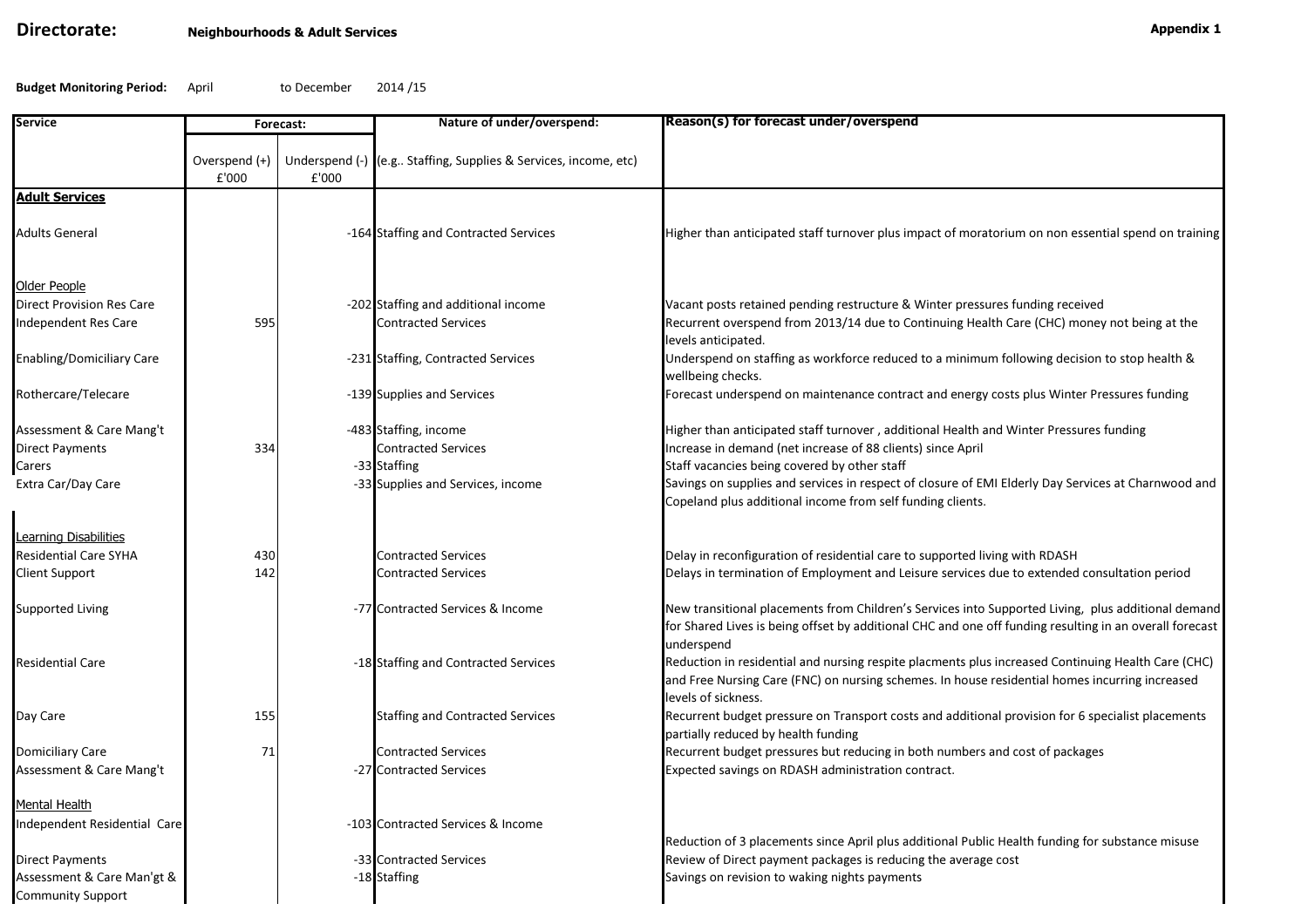**Directorate:** **Neighbourhoods & Adult Services** **Appendix 1**

**Budget Monitoring Period:** April to December 2014 /15

| Service | Forecast: | | Nature of under/overspend: | Reason(s) for forecast under/overspend |
|---|---|---|---|---|
| | Overspend (+) £'000 | Underspend (-) £'000 | (e.g.. Staffing, Supplies & Services, income, etc) | |
| **Adult Services** | | | | |
| Adults General | | -164 | Staffing and Contracted Services | Higher than anticipated staff turnover plus impact of moratorium on non essential spend on training |
| Older People | | | | |
| Direct Provision Res Care | | -202 | Staffing and additional income | Vacant posts retained pending restructure & Winter pressures funding received |
| Independent Res Care | 595 | | Contracted Services | Recurrent overspend from 2013/14 due to Continuing Health Care (CHC) money not being at the levels anticipated. |
| Enabling/Domiciliary Care | | -231 | Staffing, Contracted Services | Underspend on staffing as workforce reduced to a minimum following decision to stop health & wellbeing checks. |
| Rothercare/Telecare | | -139 | Supplies and Services | Forecast underspend on maintenance contract and energy costs plus Winter Pressures funding |
| Assessment & Care Mang't | | -483 | Staffing, income | Higher than anticipated staff turnover , additional Health and Winter Pressures funding |
| Direct Payments | 334 | | Contracted Services | Increase in demand (net increase of 88 clients) since April |
| Carers | | -33 | Staffing | Staff vacancies being covered by other staff |
| Extra Car/Day Care | | -33 | Supplies and Services, income | Savings on supplies and services in respect of closure of EMI Elderly Day Services at Charnwood and Copeland plus additional income from self funding clients. |
| Learning Disabilities | | | | |
| Residential Care SYHA | 430 | | Contracted Services | Delay in reconfiguration of residential care to supported living with RDASH |
| Client Support | 142 | | Contracted Services | Delays in termination of Employment and Leisure services due to extended consultation period |
| Supported Living | | -77 | Contracted Services & Income | New transitional placements from Children's Services into Supported Living, plus additional demand for Shared Lives is being offset by additional CHC and one off funding resulting in an overall forecast underspend |
| Residential Care | | -18 | Staffing and Contracted Services | Reduction in residential and nursing respite placments plus increased Continuing Health Care (CHC) and Free Nursing Care (FNC) on nursing schemes. In house residential homes incurring increased levels of sickness. |
| Day Care | 155 | | Staffing and Contracted Services | Recurrent budget pressure on Transport costs and additional provision for 6 specialist placements partially reduced by health funding |
| Domiciliary Care | 71 | | Contracted Services | Recurrent budget pressures but reducing in both numbers and cost of packages |
| Assessment & Care Mang't | | -27 | Contracted Services | Expected savings on RDASH administration contract. |
| Mental Health | | | | |
| Independent Residential Care | | -103 | Contracted Services & Income | Reduction of 3 placements since April plus additional Public Health funding for substance misuse |
| Direct Payments | | -33 | Contracted Services | Review of Direct payment packages is reducing the average cost |
| Assessment & Care Man'gt & Community Support | | -18 | Staffing | Savings on revision to waking nights payments |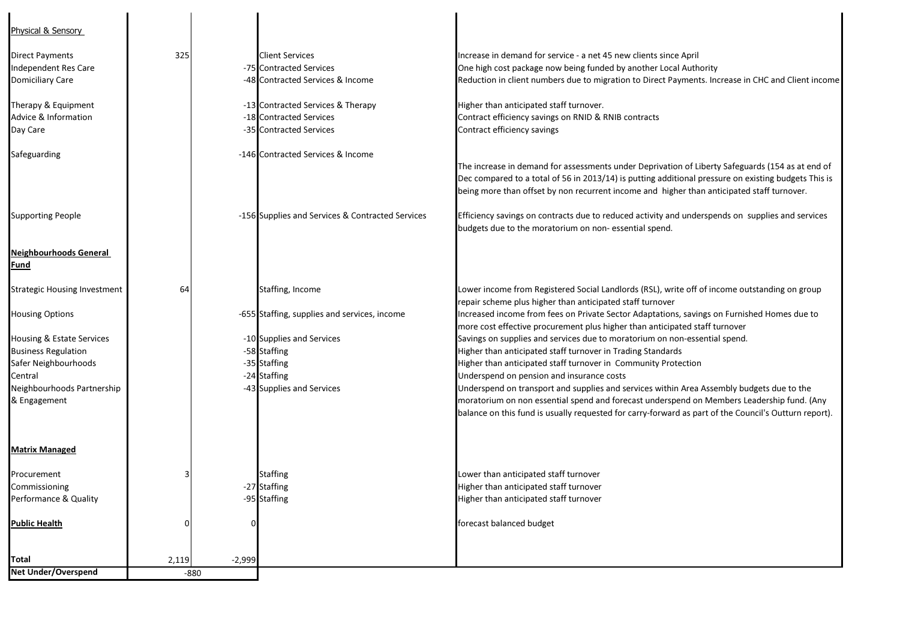| | | | | |
|---|---|---|---|---|
| Physical & Sensory | | | | |
| Direct Payments | 325 | | Client Services | Increase in demand for service - a net 45 new clients since April |
| Independent Res Care | | -75 | Contracted Services | One high cost package now being funded by another Local Authority |
| Domiciliary Care | | -48 | Contracted Services & Income | Reduction in client numbers due to migration to Direct Payments. Increase in CHC and Client income |
| Therapy & Equipment | | -13 | Contracted Services & Therapy | Higher than anticipated staff turnover. |
| Advice & Information | | -18 | Contracted Services | Contract efficiency savings on RNID & RNIB contracts |
| Day Care | | -35 | Contracted Services | Contract efficiency savings |
| Safeguarding | | -146 | Contracted Services & Income | The increase in demand for assessments under Deprivation of Liberty Safeguards (154 as at end of Dec compared to a total of 56 in 2013/14) is putting additional pressure on existing budgets This is being more than offset by non recurrent income and higher than anticipated staff turnover. |
| Supporting People | | -156 | Supplies and Services & Contracted Services | Efficiency savings on contracts due to reduced activity and underspends on supplies and services budgets due to the moratorium on non- essential spend. |
| **Neighbourhoods General Fund** | | | | |
| Strategic Housing Investment | 64 | | Staffing, Income | Lower income from Registered Social Landlords (RSL), write off of income outstanding on group repair scheme plus higher than anticipated staff turnover |
| Housing Options | | -655 | Staffing, supplies and services, income | Increased income from fees on Private Sector Adaptations, savings on Furnished Homes due to more cost effective procurement plus higher than anticipated staff turnover |
| Housing & Estate Services | | -10 | Supplies and Services | Savings on supplies and services due to moratorium on non-essential spend. |
| Business Regulation | | -58 | Staffing | Higher than anticipated staff turnover in Trading Standards |
| Safer Neighbourhoods | | -35 | Staffing | Higher than anticipated staff turnover in Community Protection |
| Central | | -24 | Staffing | Underspend on pension and insurance costs |
| Neighbourhoods Partnership & Engagement | | -43 | Supplies and Services | Underspend on transport and supplies and services within Area Assembly budgets due to the moratorium on non essential spend and forecast underspend on Members Leadership fund. (Any balance on this fund is usually requested for carry-forward as part of the Council's Outturn report). |
| **Matrix Managed** | | | | |
| Procurement | 3 | | Staffing | Lower than anticipated staff turnover |
| Commissioning | | -27 | Staffing | Higher than anticipated staff turnover |
| Performance & Quality | | -95 | Staffing | Higher than anticipated staff turnover |
| **Public Health** | 0 | 0 | | forecast balanced budget |
| **Total** | 2,119 | -2,999 | | |
| **Net Under/Overspend** | -880 | | | |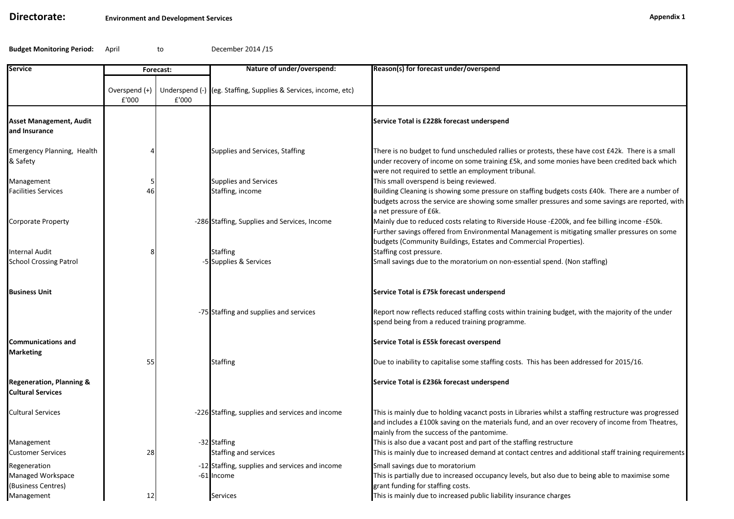**Directorate:** **Environment and Development Services** **Appendix 1**

**Budget Monitoring Period:** April to December 2014 /15

| Service | Forecast: | | Nature of under/overspend: | Reason(s) for forecast under/overspend |
|---|---|---|---|---|
| | Overspend (+) £'000 | Underspend (-) £'000 | (eg. Staffing, Supplies & Services, income, etc) | |
| **Asset Management, Audit and Insurance** | | | | **Service Total is £228k forecast underspend** |
| Emergency Planning, Health & Safety | 4 | | Supplies and Services, Staffing | There is no budget to fund unscheduled rallies or protests, these have cost £42k. There is a small under recovery of income on some training £5k, and some monies have been credited back which were not required to settle an employment tribunal. |
| Management | 5 | | Supplies and Services | This small overspend is being reviewed. |
| Facilities Services | 46 | | Staffing, income | Building Cleaning is showing some pressure on staffing budgets costs £40k. There are a number of budgets across the service are showing some smaller pressures and some savings are reported, with a net pressure of £6k. |
| Corporate Property | | -286 | Staffing, Supplies and Services, Income | Mainly due to reduced costs relating to Riverside House -£200k, and fee billing income -£50k. Further savings offered from Environmental Management is mitigating smaller pressures on some budgets (Community Buildings, Estates and Commercial Properties). |
| Internal Audit | 8 | | Staffing | Staffing cost pressure. |
| School Crossing Patrol | | -5 | Supplies & Services | Small savings due to the moratorium on non-essential spend. (Non staffing) |
| **Business Unit** | | | | **Service Total is £75k forecast underspend** |
| | | -75 | Staffing and supplies and services | Report now reflects reduced staffing costs within training budget, with the majority of the under spend being from a reduced training programme. |
| **Communications and Marketing** | | | | **Service Total is £55k forecast overspend** |
| | 55 | | Staffing | Due to inability to capitalise some staffing costs. This has been addressed for 2015/16. |
| **Regeneration, Planning & Cultural Services** | | | | **Service Total is £236k forecast underspend** |
| Cultural Services | | -226 | Staffing, supplies and services and income | This is mainly due to holding vacanct posts in Libraries whilst a staffing restructure was progressed and includes a £100k saving on the materials fund, and an over recovery of income from Theatres, mainly from the success of the pantomime. |
| Management | | -32 | Staffing | This is also due a vacant post and part of the staffing restructure |
| Customer Services | 28 | | Staffing and services | This is mainly due to increased demand at contact centres and additional staff training requirements |
| Regeneration | | -12 | Staffing, supplies and services and income | Small savings due to moratorium |
| Managed Workspace (Business Centres) | | -61 | Income | This is partially due to increased occupancy levels, but also due to being able to maximise some grant funding for staffing costs. |
| Management | 12 | | Services | This is mainly due to increased public liability insurance charges |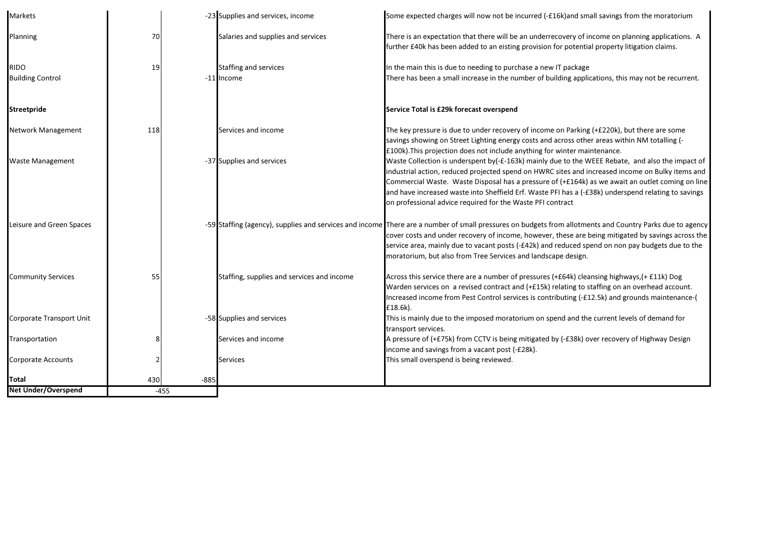| | | | | |
|---|---|---|---|---|
| Markets | | -23 | Supplies and services, income | Some expected charges will now not be incurred (-£16k)and small savings from the moratorium |
| Planning | 70 | | Salaries and supplies and services | There is an expectation that there will be an underrecovery of income on planning applications. A further £40k has been added to an eisting provision for potential property litigation claims. |
| RIDO | 19 | | Staffing and services | In the main this is due to needing to purchase a new IT package |
| Building Control | | -11 | Income | There has been a small increase in the number of building applications, this may not be recurrent. |
| **Streetpride** | | | | **Service Total is £29k forecast overspend** |
| Network Management | 118 | | Services and income | The key pressure is due to under recovery of income on Parking (+£220k), but there are some savings showing on Street Lighting energy costs and across other areas within NM totalling (-£100k).This projection does not include anything for winter maintenance. |
| Waste Management | | -37 | Supplies and services | Waste Collection is underspent by(-£-163k) mainly due to the WEEE Rebate, and also the impact of industrial action, reduced projected spend on HWRC sites and increased income on Bulky items and Commercial Waste. Waste Disposal has a pressure of (+£164k) as we await an outlet coming on line and have increased waste into Sheffield Erf. Waste PFI has a (-£38k) underspend relating to savings on professional advice required for the Waste PFI contract |
| Leisure and Green Spaces | | -59 | Staffing (agency), supplies and services and income | There are a number of small pressures on budgets from allotments and Country Parks due to agency cover costs and under recovery of income, however, these are being mitigated by savings across the service area, mainly due to vacant posts (-£42k) and reduced spend on non pay budgets due to the moratorium, but also from Tree Services and landscape design. |
| Community Services | 55 | | Staffing, supplies and services and income | Across this service there are a number of pressures (+£64k) cleansing highways,(+ £11k) Dog Warden services on a revised contract and (+£15k) relating to staffing on an overhead account. Increased income from Pest Control services is contributing (-£12.5k) and grounds maintenance-(£18.6k). |
| Corporate Transport Unit | | -58 | Supplies and services | This is mainly due to the imposed moratorium on spend and the current levels of demand for transport services. |
| Transportation | 8 | | Services and income | A pressure of (+£75k) from CCTV is being mitigated by (-£38k) over recovery of Highway Design income and savings from a vacant post (-£28k). |
| Corporate Accounts | 2 | | Services | This small overspend is being reviewed. |
| **Total** | 430 | -885 | | |
| **Net Under/Overspend** | -455 | | | |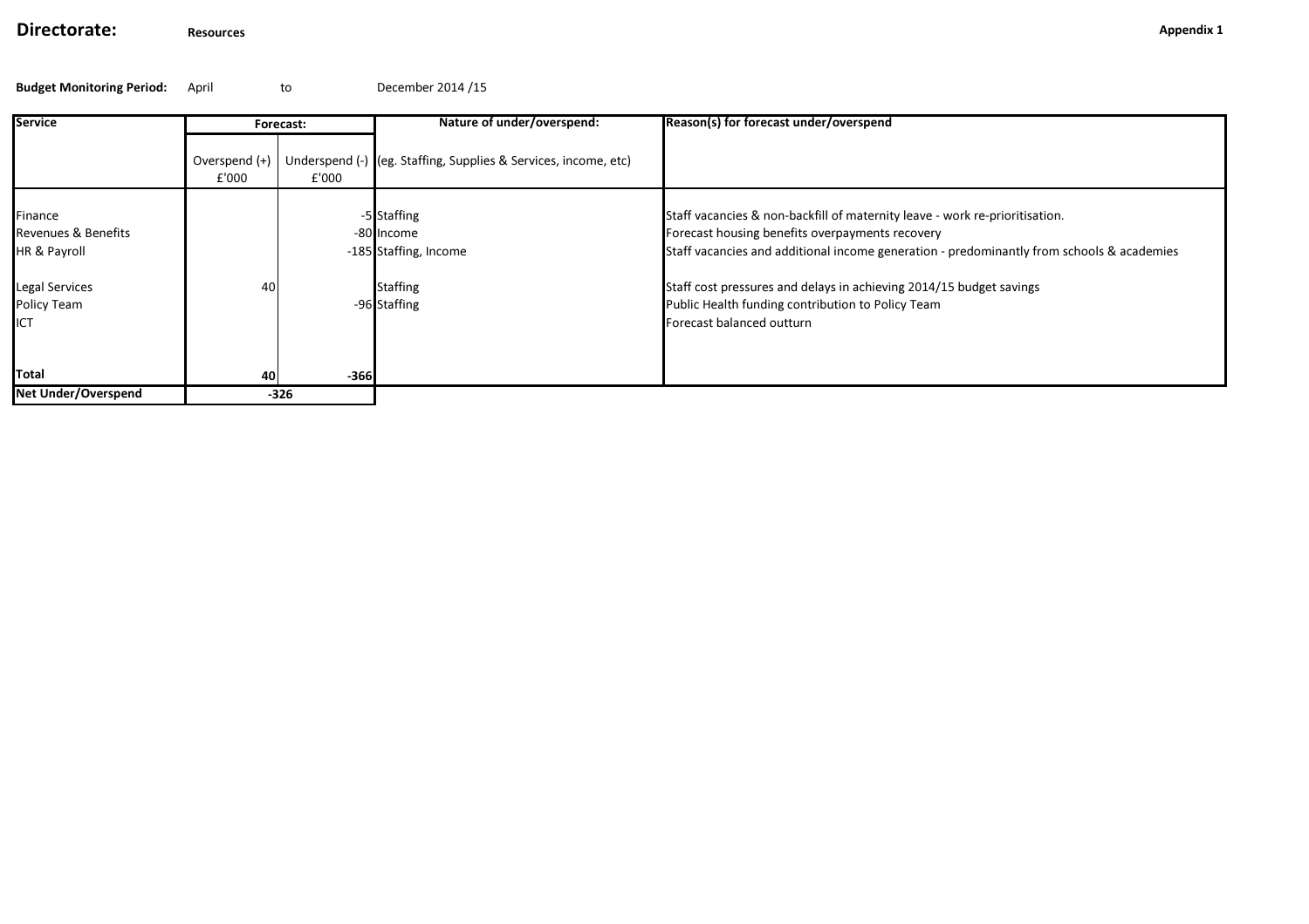**Directorate:** Resources

**Appendix 1**

**Budget Monitoring Period:** April to December 2014 /15

| Service | Forecast: | | Nature of under/overspend: | Reason(s) for forecast under/overspend |
|---|---|---|---|---|
| | Overspend (+) £'000 | Underspend (-) £'000 | (eg. Staffing, Supplies & Services, income, etc) | |
| Finance | | -5 | Staffing | Staff vacancies & non-backfill of maternity leave - work re-prioritisation. |
| Revenues & Benefits | | -80 | Income | Forecast housing benefits overpayments recovery |
| HR & Payroll | | -185 | Staffing, Income | Staff vacancies and additional income generation - predominantly from schools & academies |
| Legal Services | 40 | | Staffing | Staff cost pressures and delays in achieving 2014/15 budget savings |
| Policy Team | | -96 | Staffing | Public Health funding contribution to Policy Team |
| ICT | | | | Forecast balanced outturn |
| **Total** | **40** | **-366** | | |
| **Net Under/Overspend** | **-326** | | | |